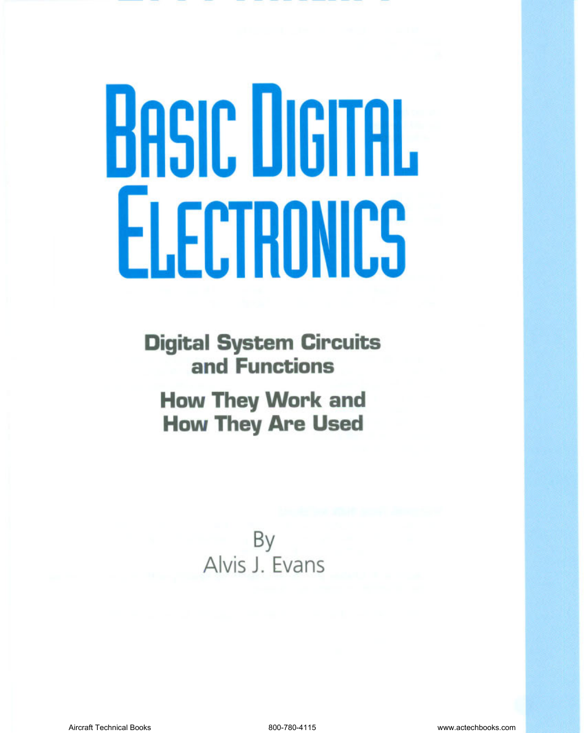# Basic Digital Electronics

## Digital System Circuits and Functions

## How They Work and How They Are Used

By
Alvis J. Evans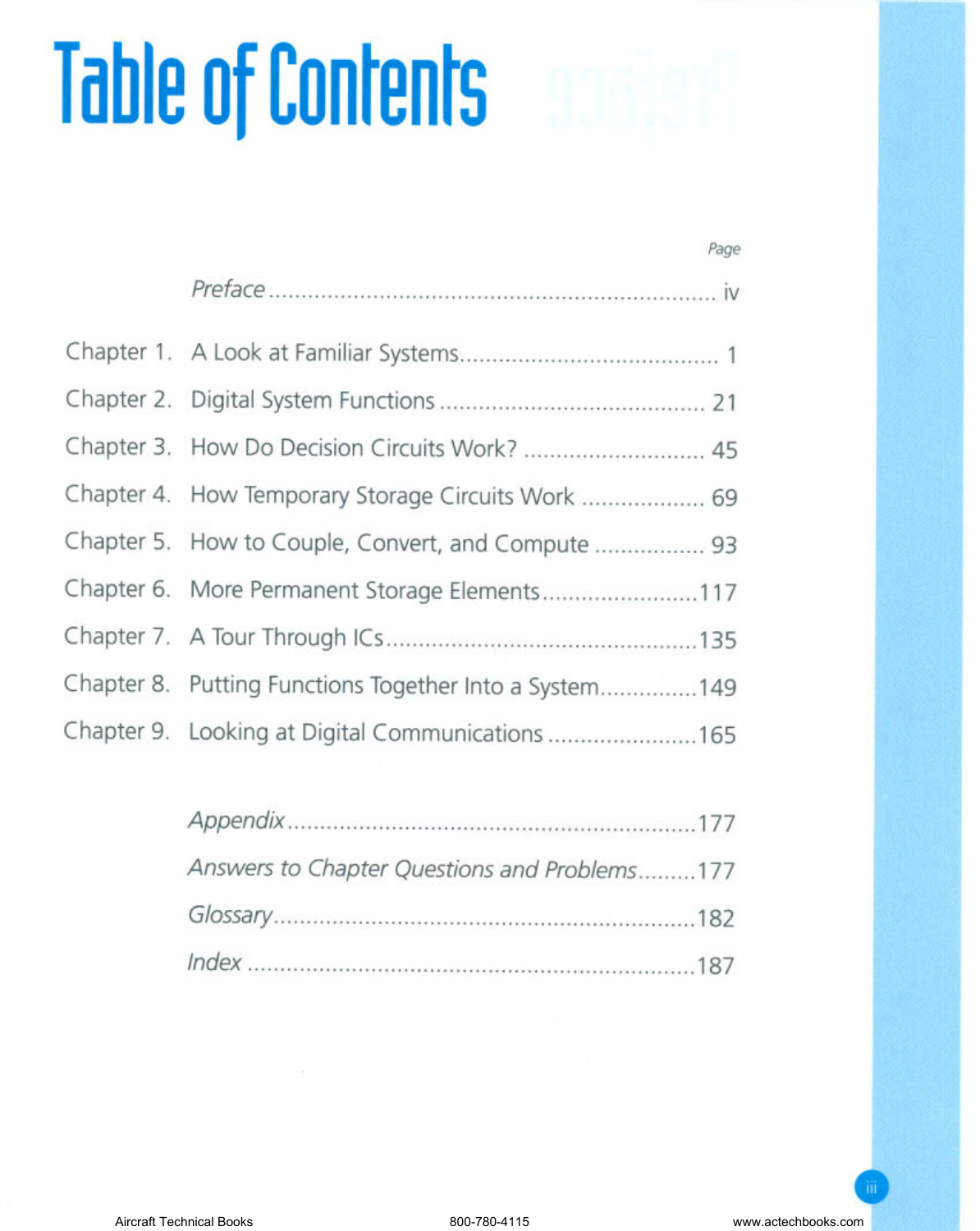# Table of Contents

| | | Page |
|---|---|---|
| | *Preface* | iv |
| Chapter 1. | A Look at Familiar Systems | 1 |
| Chapter 2. | Digital System Functions | 21 |
| Chapter 3. | How Do Decision Circuits Work? | 45 |
| Chapter 4. | How Temporary Storage Circuits Work | 69 |
| Chapter 5. | How to Couple, Convert, and Compute | 93 |
| Chapter 6. | More Permanent Storage Elements | 117 |
| Chapter 7. | A Tour Through ICs | 135 |
| Chapter 8. | Putting Functions Together Into a System | 149 |
| Chapter 9. | Looking at Digital Communications | 165 |
| | *Appendix* | 177 |
| | *Answers to Chapter Questions and Problems* | 177 |
| | *Glossary* | 182 |
| | *Index* | 187 |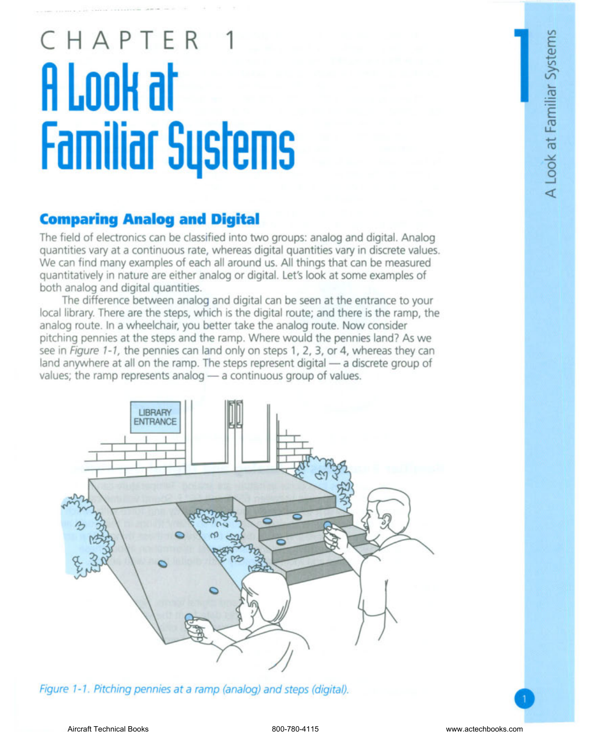# CHAPTER 1

# A Look at Familiar Systems

## Comparing Analog and Digital

The field of electronics can be classified into two groups: analog and digital. Analog quantities vary at a continuous rate, whereas digital quantities vary in discrete values. We can find many examples of each all around us. All things that can be measured quantitatively in nature are either analog or digital. Let's look at some examples of both analog and digital quantities.

The difference between analog and digital can be seen at the entrance to your local library. There are the steps, which is the digital route; and there is the ramp, the analog route. In a wheelchair, you better take the analog route. Now consider pitching pennies at the steps and the ramp. Where would the pennies land? As we see in *Figure 1-1,* the pennies can land only on steps 1, 2, 3, or 4, whereas they can land anywhere at all on the ramp. The steps represent digital — a discrete group of values; the ramp represents analog — a continuous group of values.

*Figure 1-1. Pitching pennies at a ramp (analog) and steps (digital).*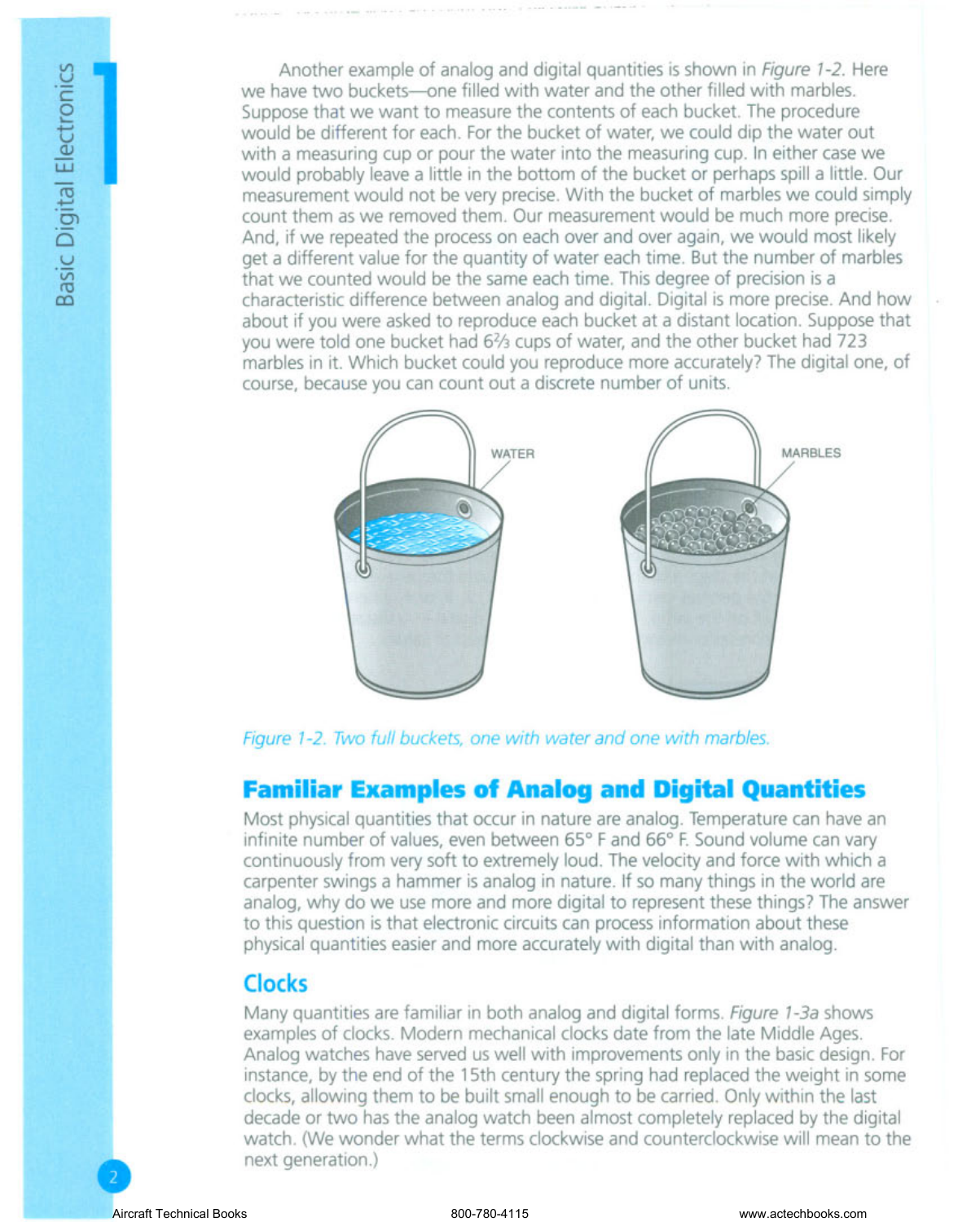Another example of analog and digital quantities is shown in *Figure 1-2*. Here we have two buckets—one filled with water and the other filled with marbles. Suppose that we want to measure the contents of each bucket. The procedure would be different for each. For the bucket of water, we could dip the water out with a measuring cup or pour the water into the measuring cup. In either case we would probably leave a little in the bottom of the bucket or perhaps spill a little. Our measurement would not be very precise. With the bucket of marbles we could simply count them as we removed them. Our measurement would be much more precise. And, if we repeated the process on each over and over again, we would most likely get a different value for the quantity of water each time. But the number of marbles that we counted would be the same each time. This degree of precision is a characteristic difference between analog and digital. Digital is more precise. And how about if you were asked to reproduce each bucket at a distant location. Suppose that you were told one bucket had 6⅔ cups of water, and the other bucket had 723 marbles in it. Which bucket could you reproduce more accurately? The digital one, of course, because you can count out a discrete number of units.

*Figure 1-2. Two full buckets, one with water and one with marbles.*

## Familiar Examples of Analog and Digital Quantities

Most physical quantities that occur in nature are analog. Temperature can have an infinite number of values, even between 65° F and 66° F. Sound volume can vary continuously from very soft to extremely loud. The velocity and force with which a carpenter swings a hammer is analog in nature. If so many things in the world are analog, why do we use more and more digital to represent these things? The answer to this question is that electronic circuits can process information about these physical quantities easier and more accurately with digital than with analog.

### Clocks

Many quantities are familiar in both analog and digital forms. *Figure 1-3a* shows examples of clocks. Modern mechanical clocks date from the late Middle Ages. Analog watches have served us well with improvements only in the basic design. For instance, by the end of the 15th century the spring had replaced the weight in some clocks, allowing them to be built small enough to be carried. Only within the last decade or two has the analog watch been almost completely replaced by the digital watch. (We wonder what the terms clockwise and counterclockwise will mean to the next generation.)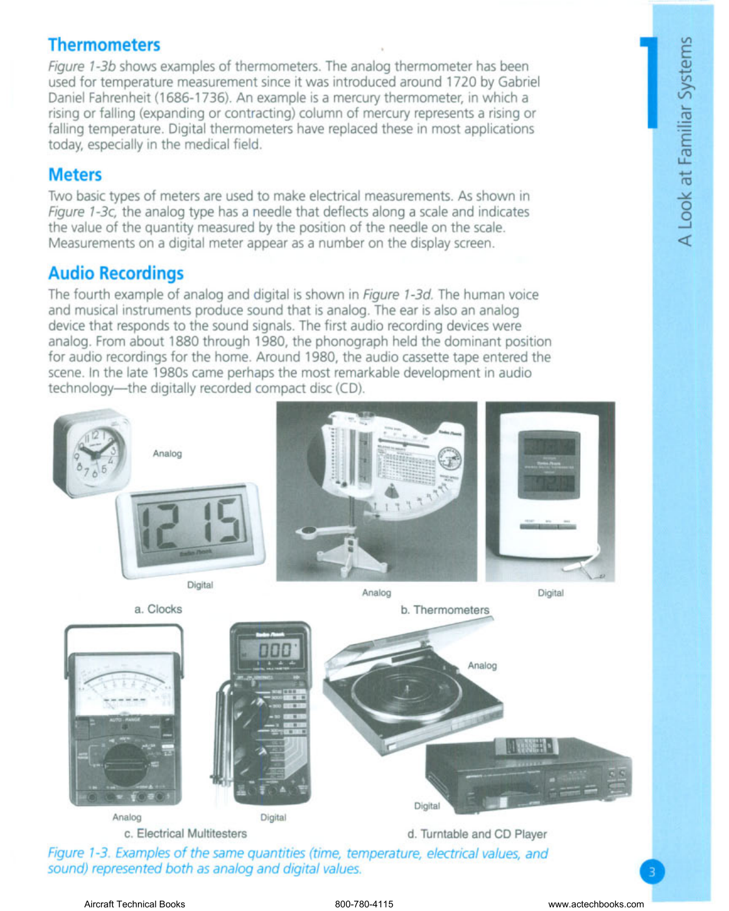## Thermometers

*Figure 1-3b* shows examples of thermometers. The analog thermometer has been used for temperature measurement since it was introduced around 1720 by Gabriel Daniel Fahrenheit (1686-1736). An example is a mercury thermometer, in which a rising or falling (expanding or contracting) column of mercury represents a rising or falling temperature. Digital thermometers have replaced these in most applications today, especially in the medical field.

## Meters

Two basic types of meters are used to make electrical measurements. As shown in *Figure 1-3c*, the analog type has a needle that deflects along a scale and indicates the value of the quantity measured by the position of the needle on the scale. Measurements on a digital meter appear as a number on the display screen.

## Audio Recordings

The fourth example of analog and digital is shown in *Figure 1-3d*. The human voice and musical instruments produce sound that is analog. The ear is also an analog device that responds to the sound signals. The first audio recording devices were analog. From about 1880 through 1980, the phonograph held the dominant position for audio recordings for the home. Around 1980, the audio cassette tape entered the scene. In the late 1980s came perhaps the most remarkable development in audio technology—the digitally recorded compact disc (CD).

a. Clocks (Analog, Digital)

b. Thermometers (Analog, Digital)

c. Electrical Multitesters (Analog, Digital)

d. Turntable and CD Player (Analog, Digital)

*Figure 1-3. Examples of the same quantities (time, temperature, electrical values, and sound) represented both as analog and digital values.*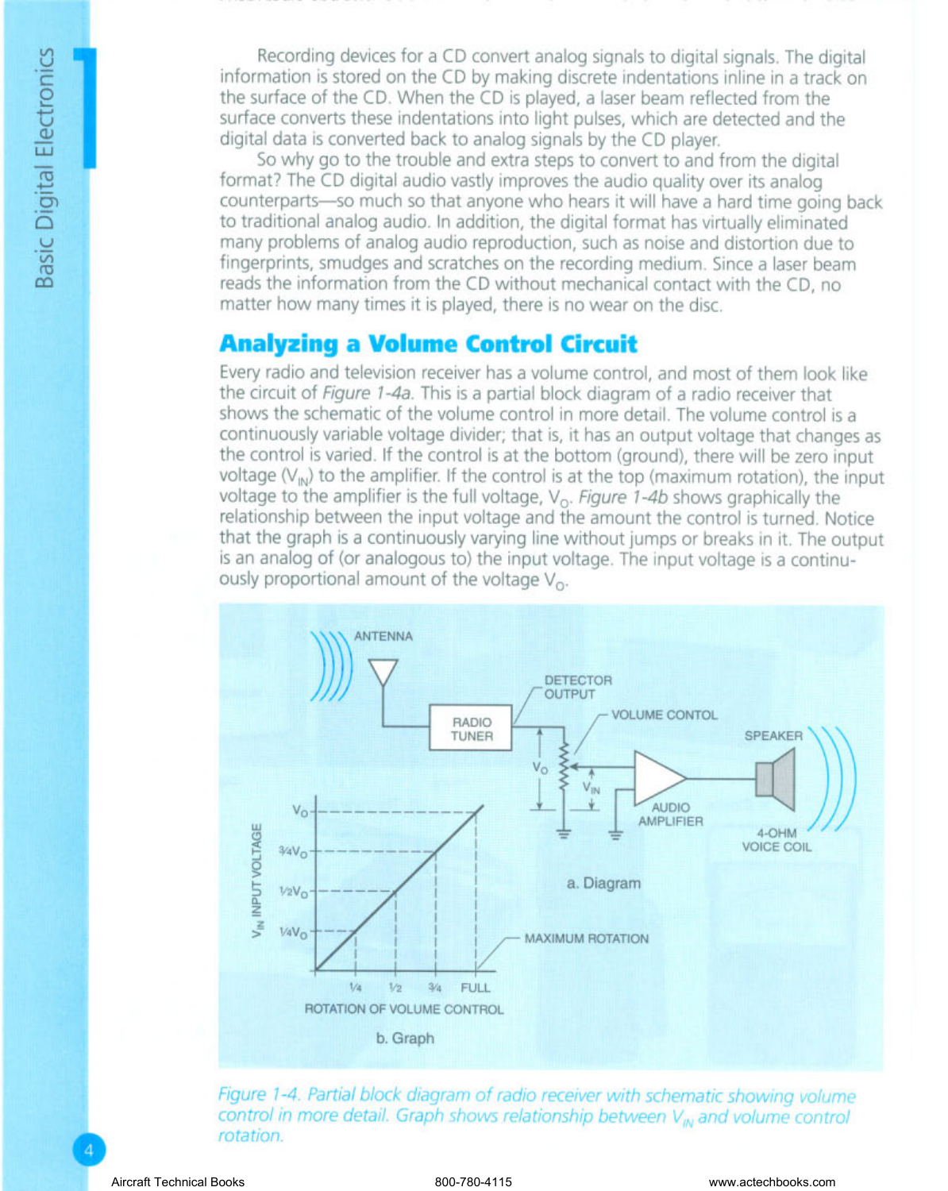Recording devices for a CD convert analog signals to digital signals. The digital information is stored on the CD by making discrete indentations inline in a track on the surface of the CD. When the CD is played, a laser beam reflected from the surface converts these indentations into light pulses, which are detected and the digital data is converted back to analog signals by the CD player.

So why go to the trouble and extra steps to convert to and from the digital format? The CD digital audio vastly improves the audio quality over its analog counterparts—so much so that anyone who hears it will have a hard time going back to traditional analog audio. In addition, the digital format has virtually eliminated many problems of analog audio reproduction, such as noise and distortion due to fingerprints, smudges and scratches on the recording medium. Since a laser beam reads the information from the CD without mechanical contact with the CD, no matter how many times it is played, there is no wear on the disc.

## Analyzing a Volume Control Circuit

Every radio and television receiver has a volume control, and most of them look like the circuit of *Figure 1-4a*. This is a partial block diagram of a radio receiver that shows the schematic of the volume control in more detail. The volume control is a continuously variable voltage divider; that is, it has an output voltage that changes as the control is varied. If the control is at the bottom (ground), there will be zero input voltage ($V_{IN}$) to the amplifier. If the control is at the top (maximum rotation), the input voltage to the amplifier is the full voltage, $V_O$. *Figure 1-4b* shows graphically the relationship between the input voltage and the amount the control is turned. Notice that the graph is a continuously varying line without jumps or breaks in it. The output is an analog of (or analogous to) the input voltage. The input voltage is a continuously proportional amount of the voltage $V_O$.

ANTENNA
RADIO TUNER
DETECTOR OUTPUT
VOLUME CONTOL
$V_O$
$V_{IN}$
AUDIO AMPLIFIER
SPEAKER
4-OHM VOICE COIL
a. Diagram

$V_{IN}$ INPUT VOLTAGE
$V_O$
$3/4V_O$
$1/2V_O$
$1/4V_O$
1/4 1/2 3/4 FULL
MAXIMUM ROTATION
ROTATION OF VOLUME CONTROL
b. Graph

*Figure 1-4. Partial block diagram of radio receiver with schematic showing volume control in more detail. Graph shows relationship between $V_{IN}$ and volume control rotation.*